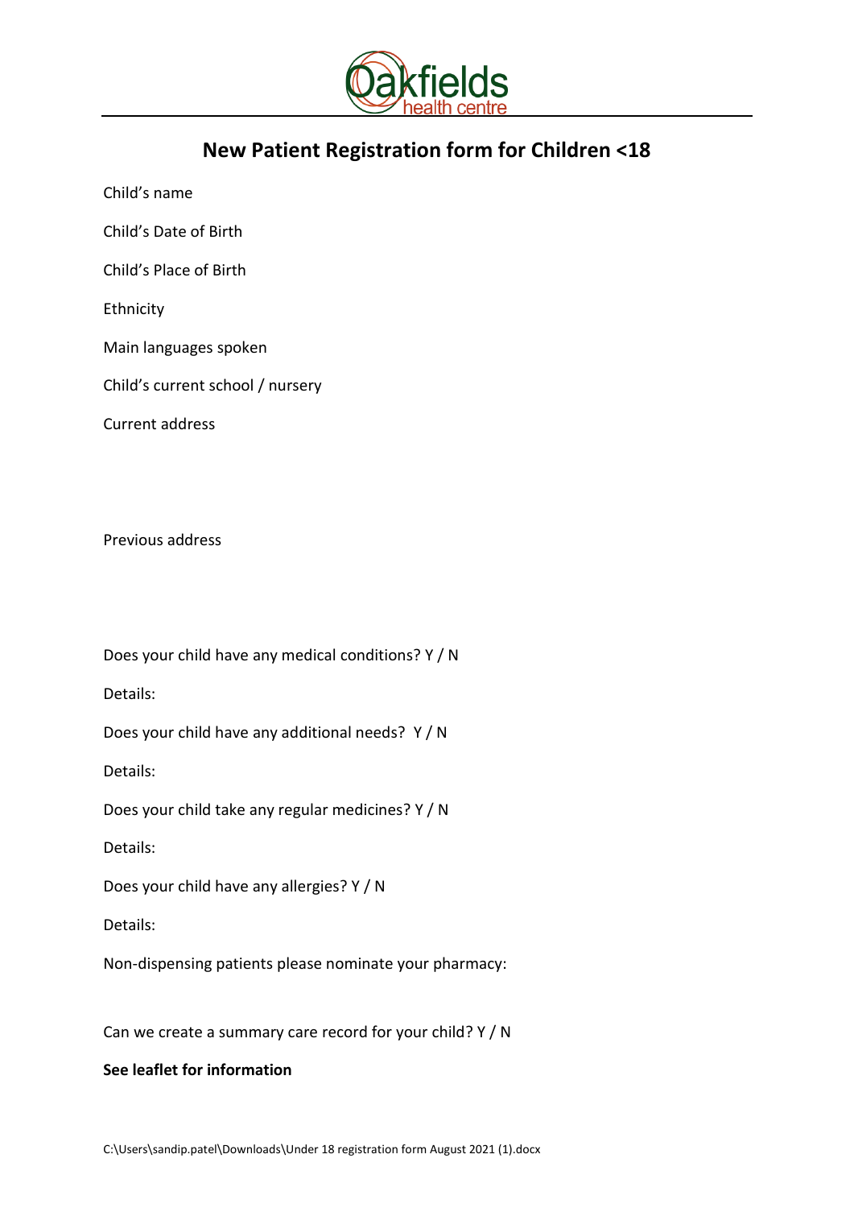Oakfields health centre

# New Patient Registration form for Children <18

Child's name

Child's Date of Birth

Child's Place of Birth

Ethnicity

Main languages spoken

Child's current school / nursery

Current address

Previous address

Does your child have any medical conditions? Y / N

Details:

Does your child have any additional needs? Y / N

Details:

Does your child take any regular medicines? Y / N

Details:

Does your child have any allergies? Y / N

Details:

Non-dispensing patients please nominate your pharmacy:

Can we create a summary care record for your child? Y / N

**See leaflet for information**

C:\Users\sandip.patel\Downloads\Under 18 registration form August 2021 (1).docx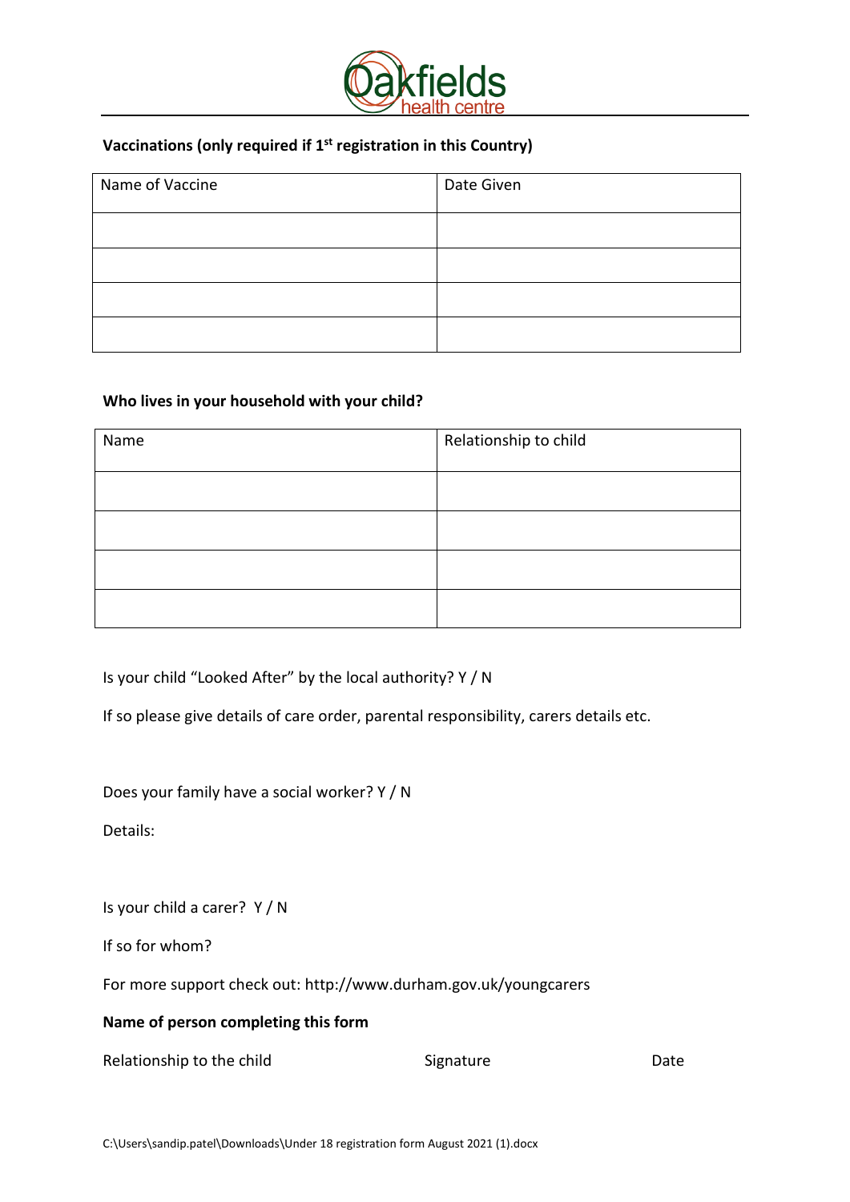### Vaccinations (only required if 1st registration in this Country)

| Name of Vaccine | Date Given |
| --- | --- |
| | |
| | |
| | |
| | |

### Who lives in your household with your child?

| Name | Relationship to child |
| --- | --- |
| | |
| | |
| | |
| | |

Is your child "Looked After" by the local authority? Y / N

If so please give details of care order, parental responsibility, carers details etc.

Does your family have a social worker? Y / N

Details:

Is your child a carer? Y / N

If so for whom?

For more support check out: http://www.durham.gov.uk/youngcarers

**Name of person completing this form**

Relationship to the child Signature Date

C:\Users\sandip.patel\Downloads\Under 18 registration form August 2021 (1).docx